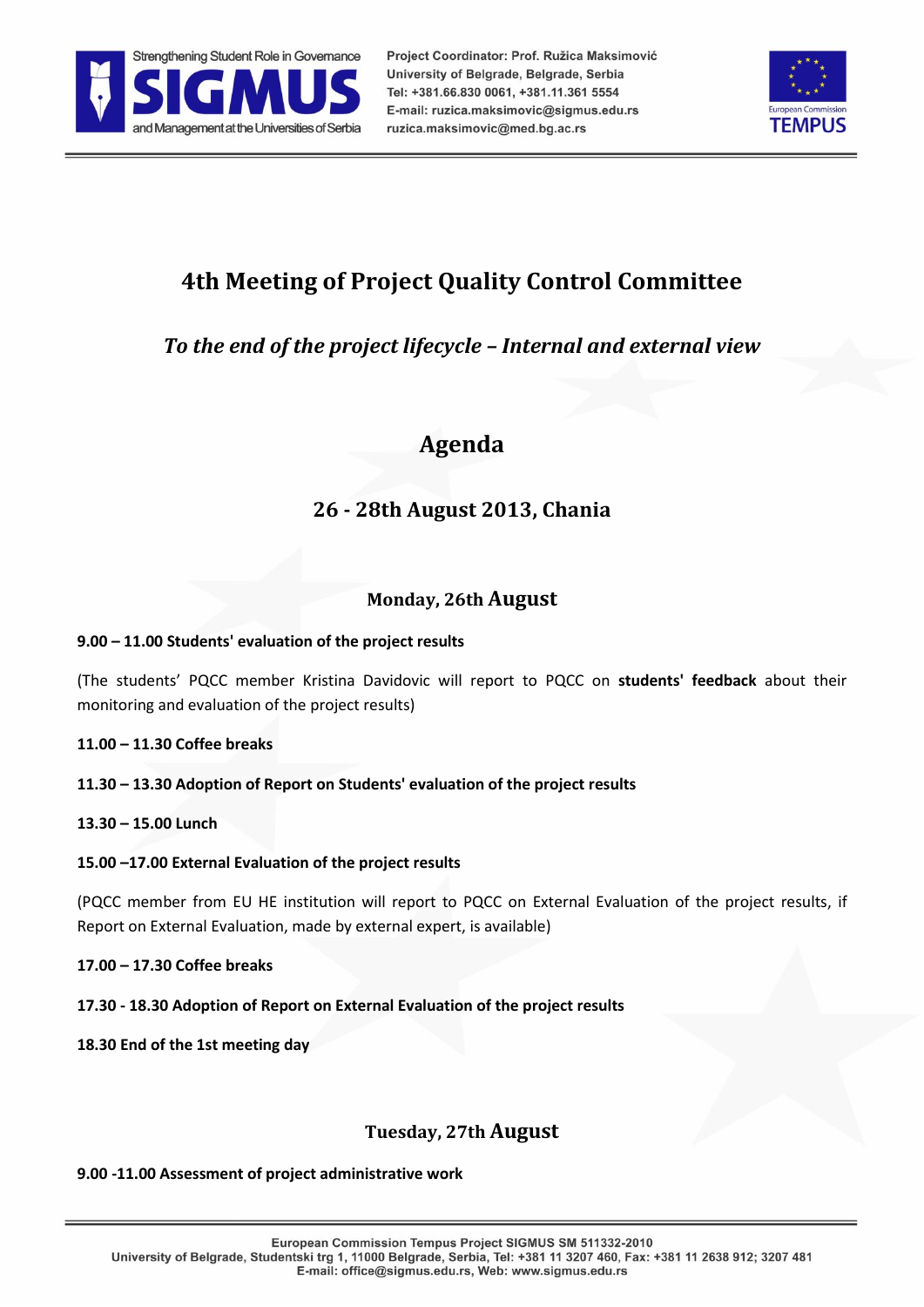# 4th Meeting of Project Quality Control Committee

## *To the end of the project lifecycle – Internal and external view*

## Agenda

### 26 - 28th August 2013, Chania

### Monday, 26th August

**9.00 – 11.00 Students' evaluation of the project results**

(The students' PQCC member Kristina Davidovic will report to PQCC on **students' feedback** about their monitoring and evaluation of the project results)

**11.00 – 11.30 Coffee breaks**

**11.30 – 13.30 Adoption of Report on Students' evaluation of the project results**

**13.30 – 15.00 Lunch**

**15.00 –17.00 External Evaluation of the project results**

(PQCC member from EU HE institution will report to PQCC on External Evaluation of the project results, if Report on External Evaluation, made by external expert, is available)

**17.00 – 17.30 Coffee breaks**

**17.30 - 18.30 Adoption of Report on External Evaluation of the project results**

**18.30 End of the 1st meeting day**

### Tuesday, 27th August

**9.00 -11.00 Assessment of project administrative work**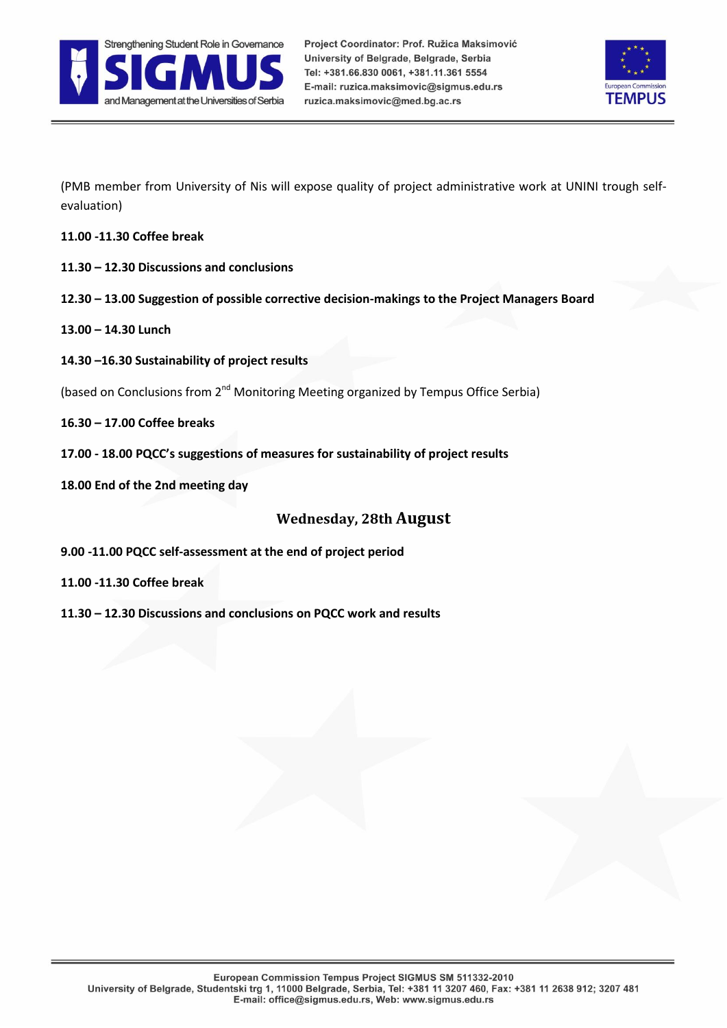(PMB member from University of Nis will expose quality of project administrative work at UNINI trough self-evaluation)

**11.00 -11.30 Coffee break**

**11.30 – 12.30 Discussions and conclusions**

**12.30 – 13.00 Suggestion of possible corrective decision-makings to the Project Managers Board**

**13.00 – 14.30 Lunch**

**14.30 –16.30 Sustainability of project results**

(based on Conclusions from 2nd Monitoring Meeting organized by Tempus Office Serbia)

**16.30 – 17.00 Coffee breaks**

**17.00 - 18.00 PQCC's suggestions of measures for sustainability of project results**

**18.00 End of the 2nd meeting day**

## Wednesday, 28th August

**9.00 -11.00 PQCC self-assessment at the end of project period**

**11.00 -11.30 Coffee break**

**11.30 – 12.30 Discussions and conclusions on PQCC work and results**